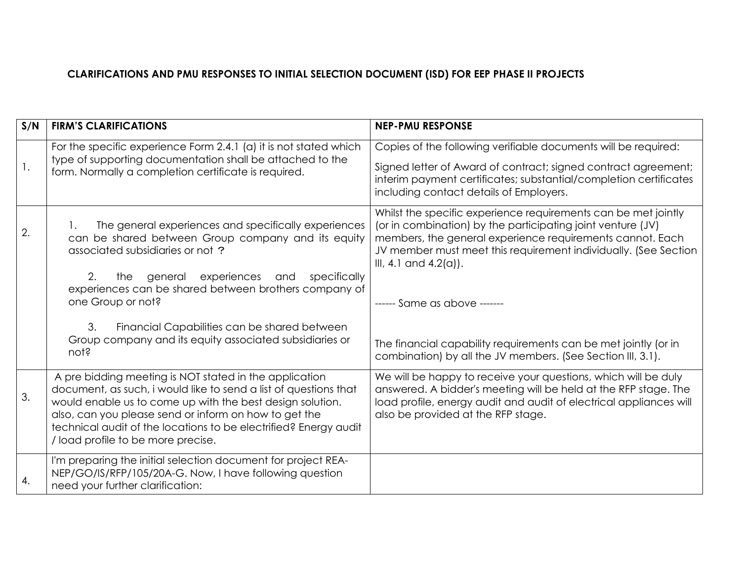**CLARIFICATIONS AND PMU RESPONSES TO INITIAL SELECTION DOCUMENT (ISD) FOR EEP PHASE II PROJECTS**

| S/N | FIRM'S CLARIFICATIONS | NEP-PMU RESPONSE |
|---|---|---|
| 1. | For the specific experience Form 2.4.1 (a) it is not stated which type of supporting documentation shall be attached to the form. Normally a completion certificate is required. | Copies of the following verifiable documents will be required:<br><br>Signed letter of Award of contract; signed contract agreement; interim payment certificates; substantial/completion certificates including contact details of Employers. |
| 2. | 1. The general experiences and specifically experiences can be shared between Group company and its equity associated subsidiaries or not ?<br><br>2. the general experiences and specifically experiences can be shared between brothers company of one Group or not?<br><br>3. Financial Capabilities can be shared between Group company and its equity associated subsidiaries or not? | Whilst the specific experience requirements can be met jointly (or in combination) by the participating joint venture (JV) members, the general experience requirements cannot. Each JV member must meet this requirement individually. (See Section III, 4.1 and 4.2(a)).<br><br>------ Same as above -------<br><br>The financial capability requirements can be met jointly (or in combination) by all the JV members. (See Section III, 3.1). |
| 3. | A pre bidding meeting is NOT stated in the application document, as such, i would like to send a list of questions that would enable us to come up with the best design solution. also, can you please send or inform on how to get the technical audit of the locations to be electrified? Energy audit / load profile to be more precise. | We will be happy to receive your questions, which will be duly answered. A bidder's meeting will be held at the RFP stage. The load profile, energy audit and audit of electrical appliances will also be provided at the RFP stage. |
| 4. | I'm preparing the initial selection document for project REA-NEP/GO/IS/RFP/105/20A-G. Now, I have following question need your further clarification: | |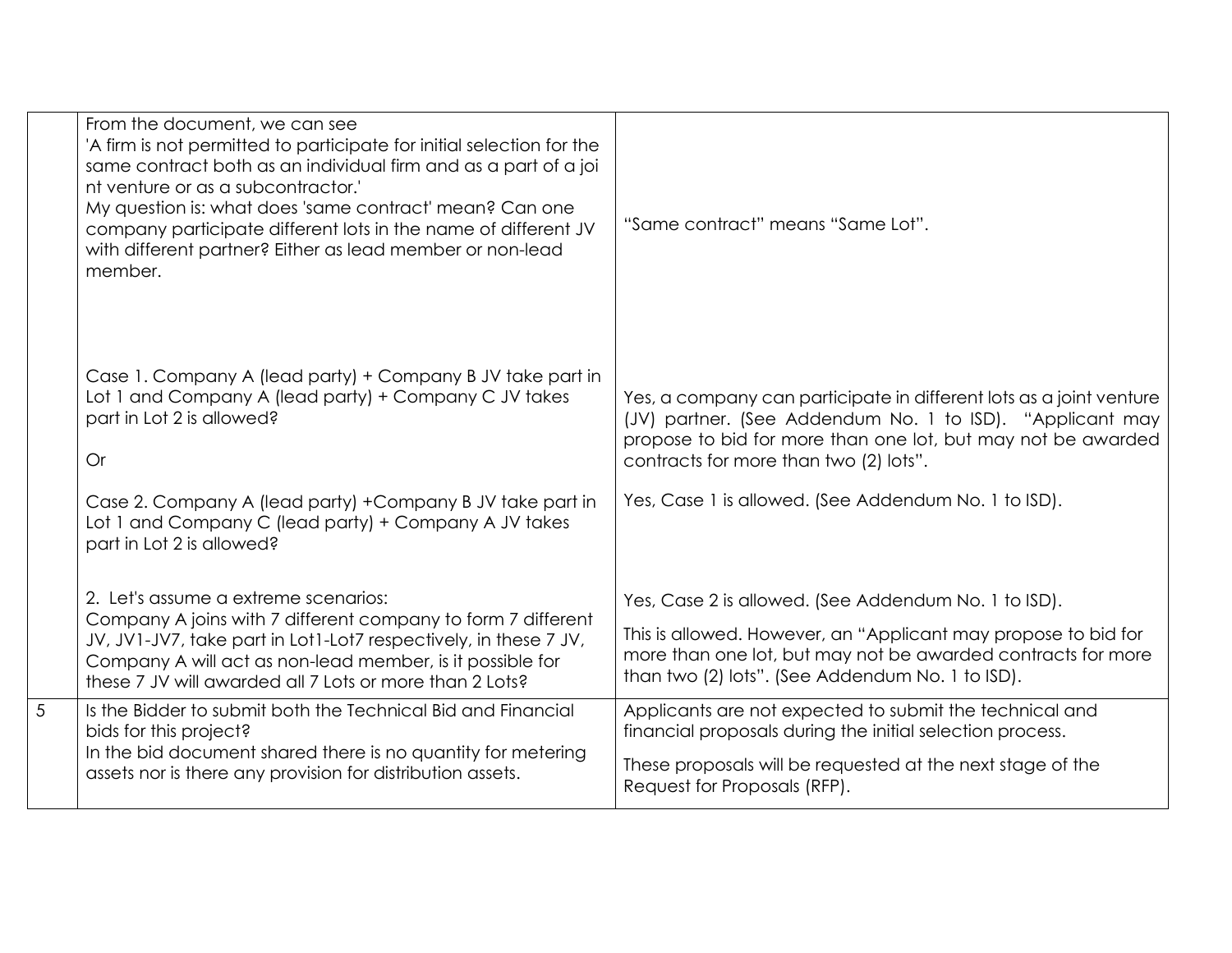| | | |
|---|---|---|
| | From the document, we can see<br>'A firm is not permitted to participate for initial selection for the same contract both as an individual firm and as a part of a joi nt venture or as a subcontractor.'<br>My question is: what does 'same contract' mean? Can one company participate different lots in the name of different JV with different partner? Either as lead member or non-lead member. | "Same contract" means "Same Lot". |
| | Case 1. Company A (lead party) + Company B JV take part in Lot 1 and Company A (lead party) + Company C JV takes part in Lot 2 is allowed?<br><br>Or<br><br>Case 2. Company A (lead party) +Company B JV take part in Lot 1 and Company C (lead party) + Company A JV takes part in Lot 2 is allowed? | Yes, a company can participate in different lots as a joint venture (JV) partner. (See Addendum No. 1 to ISD). "Applicant may propose to bid for more than one lot, but may not be awarded contracts for more than two (2) lots".<br><br>Yes, Case 1 is allowed. (See Addendum No. 1 to ISD). |
| | 2. Let's assume a extreme scenarios:<br>Company A joins with 7 different company to form 7 different JV, JV1-JV7, take part in Lot1-Lot7 respectively, in these 7 JV, Company A will act as non-lead member, is it possible for these 7 JV will awarded all 7 Lots or more than 2 Lots? | Yes, Case 2 is allowed. (See Addendum No. 1 to ISD).<br><br>This is allowed. However, an "Applicant may propose to bid for more than one lot, but may not be awarded contracts for more than two (2) lots". (See Addendum No. 1 to ISD). |
| 5 | Is the Bidder to submit both the Technical Bid and Financial bids for this project?<br>In the bid document shared there is no quantity for metering assets nor is there any provision for distribution assets. | Applicants are not expected to submit the technical and financial proposals during the initial selection process.<br><br>These proposals will be requested at the next stage of the Request for Proposals (RFP). |